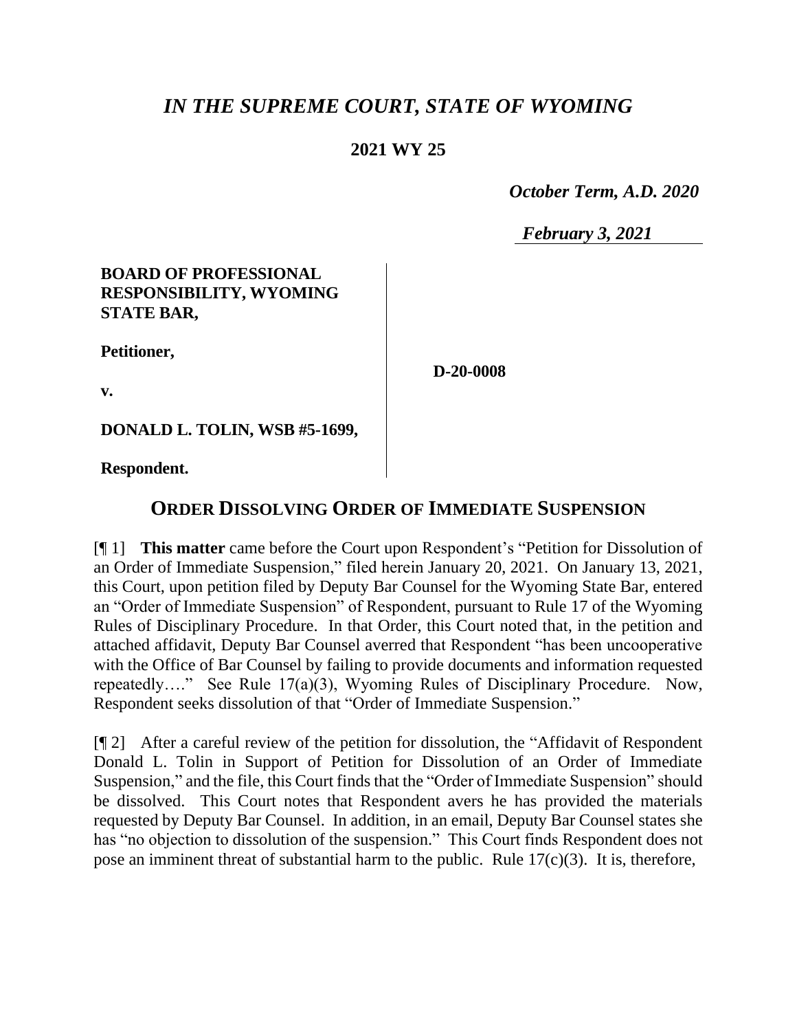# *IN THE SUPREME COURT, STATE OF WYOMING*

## 2021 WY 25

*October Term, A.D. 2020*

*February 3, 2021*

| | |
|---|---|
| **BOARD OF PROFESSIONAL RESPONSIBILITY, WYOMING STATE BAR,** | |
| **Petitioner,** | **D-20-0008** |
| **v.** | |
| **DONALD L. TOLIN, WSB #5-1699,** | |
| **Respondent.** | |

## ORDER DISSOLVING ORDER OF IMMEDIATE SUSPENSION

[¶ 1] **This matter** came before the Court upon Respondent's "Petition for Dissolution of an Order of Immediate Suspension," filed herein January 20, 2021. On January 13, 2021, this Court, upon petition filed by Deputy Bar Counsel for the Wyoming State Bar, entered an "Order of Immediate Suspension" of Respondent, pursuant to Rule 17 of the Wyoming Rules of Disciplinary Procedure. In that Order, this Court noted that, in the petition and attached affidavit, Deputy Bar Counsel averred that Respondent "has been uncooperative with the Office of Bar Counsel by failing to provide documents and information requested repeatedly…." See Rule 17(a)(3), Wyoming Rules of Disciplinary Procedure. Now, Respondent seeks dissolution of that "Order of Immediate Suspension."

[¶ 2] After a careful review of the petition for dissolution, the "Affidavit of Respondent Donald L. Tolin in Support of Petition for Dissolution of an Order of Immediate Suspension," and the file, this Court finds that the "Order of Immediate Suspension" should be dissolved. This Court notes that Respondent avers he has provided the materials requested by Deputy Bar Counsel. In addition, in an email, Deputy Bar Counsel states she has "no objection to dissolution of the suspension." This Court finds Respondent does not pose an imminent threat of substantial harm to the public. Rule 17(c)(3). It is, therefore,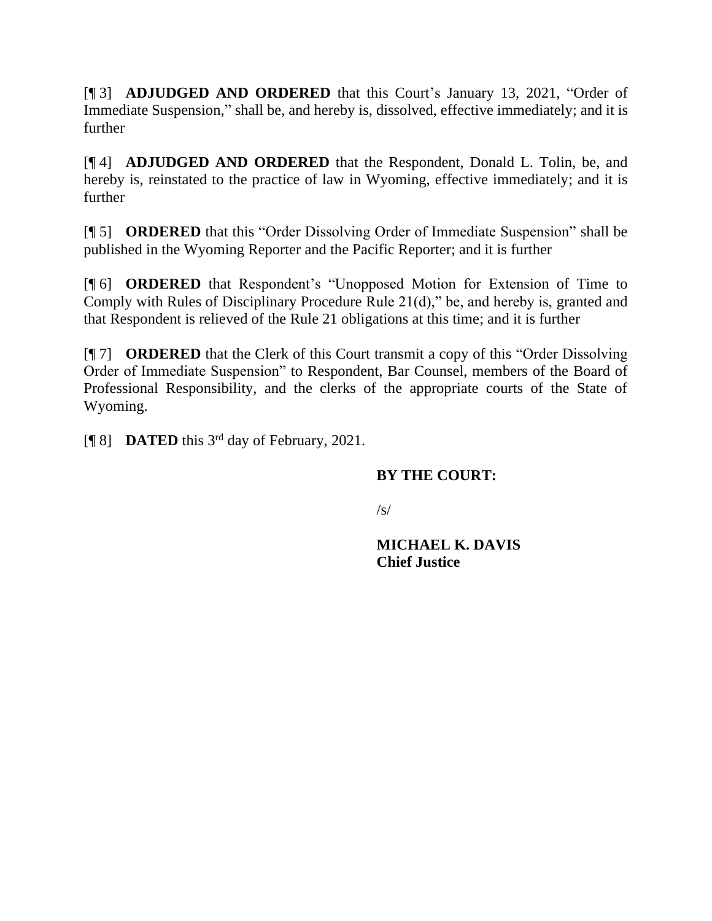[¶ 3] **ADJUDGED AND ORDERED** that this Court's January 13, 2021, "Order of Immediate Suspension," shall be, and hereby is, dissolved, effective immediately; and it is further

[¶ 4] **ADJUDGED AND ORDERED** that the Respondent, Donald L. Tolin, be, and hereby is, reinstated to the practice of law in Wyoming, effective immediately; and it is further

[¶ 5] **ORDERED** that this "Order Dissolving Order of Immediate Suspension" shall be published in the Wyoming Reporter and the Pacific Reporter; and it is further

[¶ 6] **ORDERED** that Respondent's "Unopposed Motion for Extension of Time to Comply with Rules of Disciplinary Procedure Rule 21(d)," be, and hereby is, granted and that Respondent is relieved of the Rule 21 obligations at this time; and it is further

[¶ 7] **ORDERED** that the Clerk of this Court transmit a copy of this "Order Dissolving Order of Immediate Suspension" to Respondent, Bar Counsel, members of the Board of Professional Responsibility, and the clerks of the appropriate courts of the State of Wyoming.

[¶ 8] **DATED** this 3rd day of February, 2021.

**BY THE COURT:**

/s/

**MICHAEL K. DAVIS**
**Chief Justice**